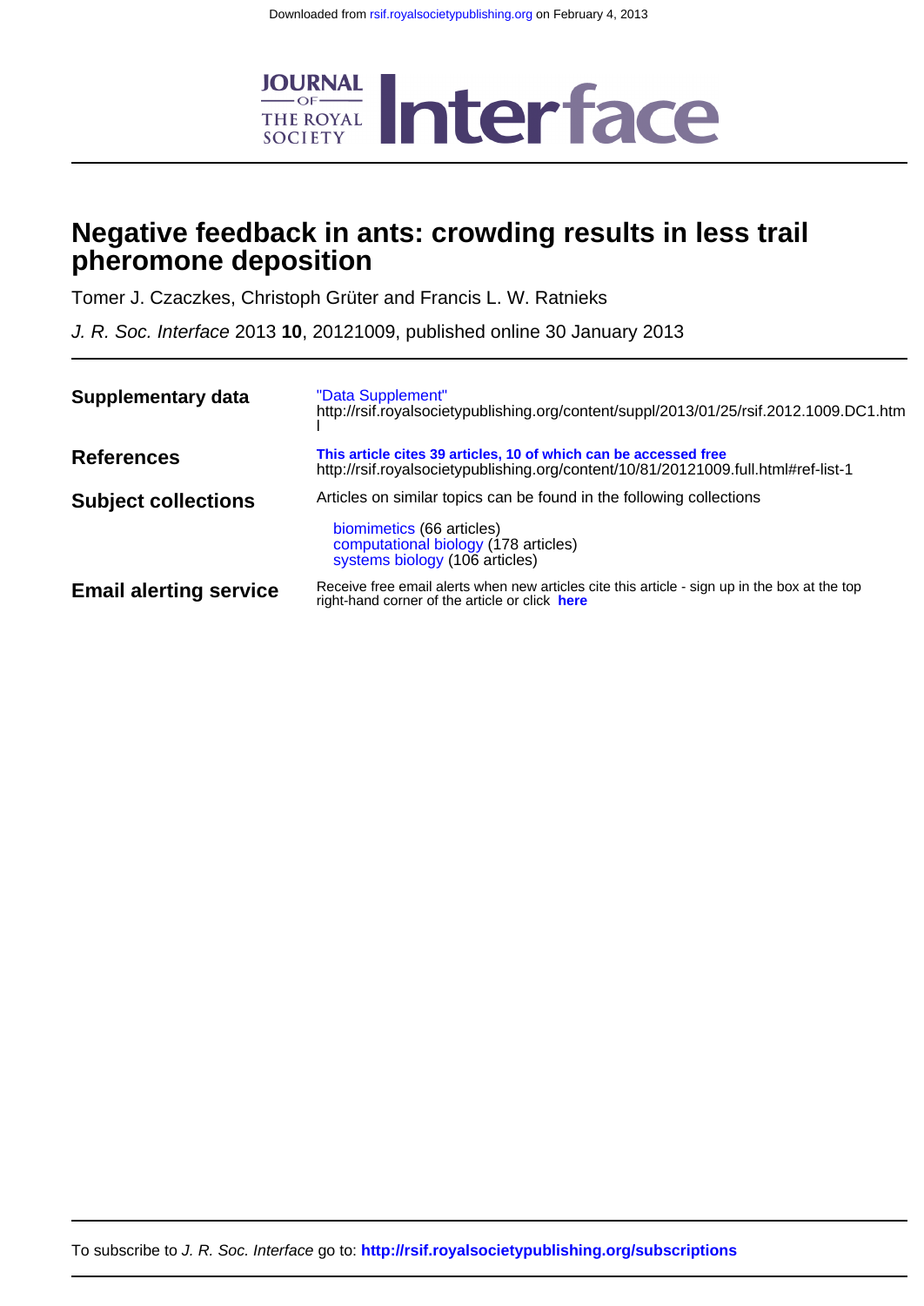Downloaded from rsif.royalsocietypublishing.org on February 4, 2013

# Negative feedback in ants: crowding results in less trail pheromone deposition

Tomer J. Czaczkes, Christoph Grüter and Francis L. W. Ratnieks

*J. R. Soc. Interface* 2013 **10**, 20121009, published online 30 January 2013

| | |
|---|---|
| **Supplementary data** | "Data Supplement" http://rsif.royalsocietypublishing.org/content/suppl/2013/01/25/rsif.2012.1009.DC1.html |
| **References** | **This article cites 39 articles, 10 of which can be accessed free** http://rsif.royalsocietypublishing.org/content/10/81/20121009.full.html#ref-list-1 |
| **Subject collections** | Articles on similar topics can be found in the following collections<br>biomimetics (66 articles)<br>computational biology (178 articles)<br>systems biology (106 articles) |
| **Email alerting service** | Receive free email alerts when new articles cite this article - sign up in the box at the top right-hand corner of the article or click **here** |

To subscribe to *J. R. Soc. Interface* go to: **http://rsif.royalsocietypublishing.org/subscriptions**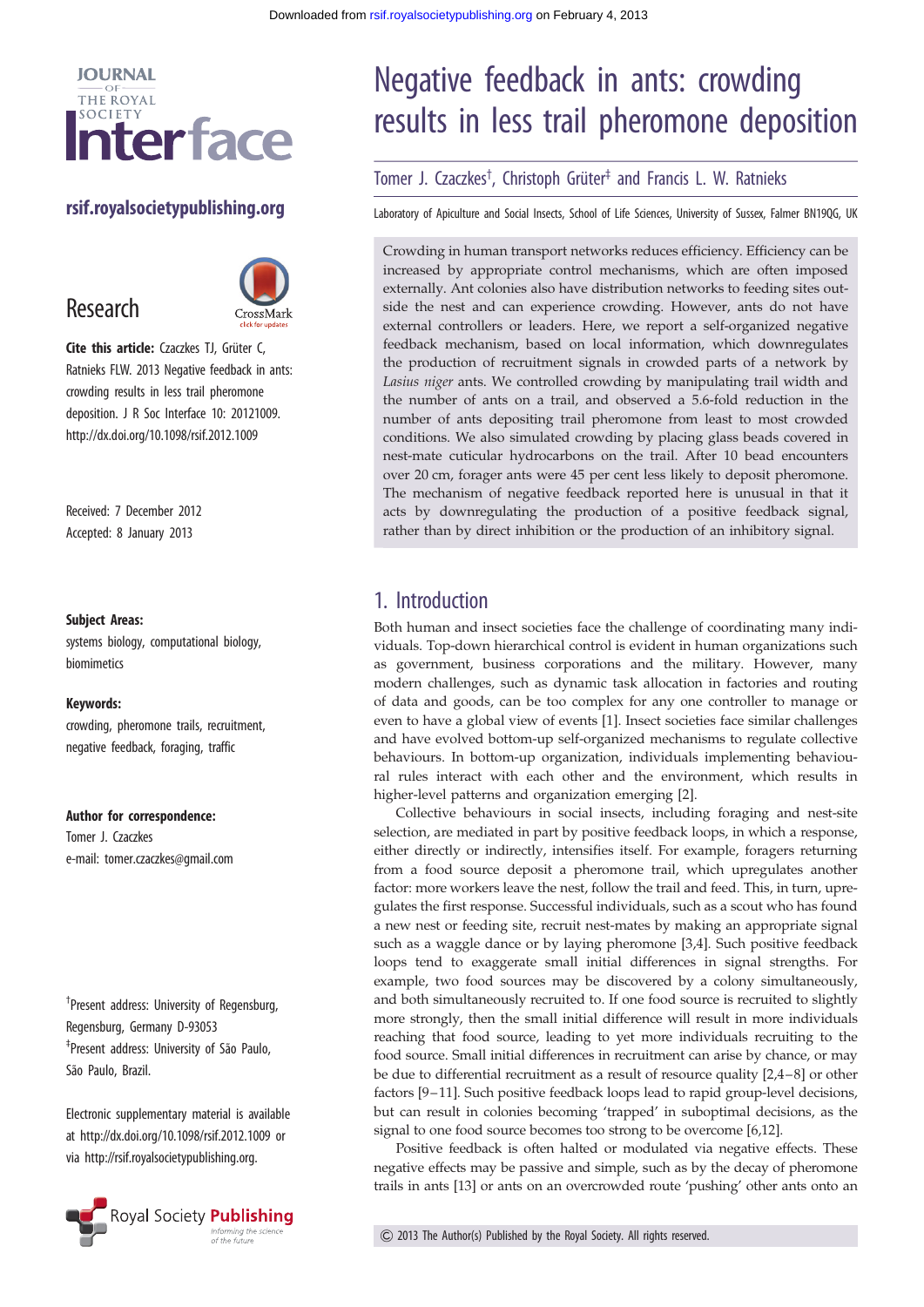Downloaded from rsif.royalsocietypublishing.org on February 4, 2013

# Negative feedback in ants: crowding results in less trail pheromone deposition

Tomer J. Czaczkes[†], Christoph Grüter[‡] and Francis L. W. Ratnieks

Laboratory of Apiculture and Social Insects, School of Life Sciences, University of Sussex, Falmer BN19QG, UK

Crowding in human transport networks reduces efficiency. Efficiency can be increased by appropriate control mechanisms, which are often imposed externally. Ant colonies also have distribution networks to feeding sites outside the nest and can experience crowding. However, ants do not have external controllers or leaders. Here, we report a self-organized negative feedback mechanism, based on local information, which downregulates the production of recruitment signals in crowded parts of a network by *Lasius niger* ants. We controlled crowding by manipulating trail width and the number of ants on a trail, and observed a 5.6-fold reduction in the number of ants depositing trail pheromone from least to most crowded conditions. We also simulated crowding by placing glass beads covered in nest-mate cuticular hydrocarbons on the trail. After 10 bead encounters over 20 cm, forager ants were 45 per cent less likely to deposit pheromone. The mechanism of negative feedback reported here is unusual in that it acts by downregulating the production of a positive feedback signal, rather than by direct inhibition or the production of an inhibitory signal.

**Research**

**Cite this article:** Czaczkes TJ, Grüter C, Ratnieks FLW. 2013 Negative feedback in ants: crowding results in less trail pheromone deposition. J R Soc Interface 10: 20121009. http://dx.doi.org/10.1098/rsif.2012.1009

Received: 7 December 2012
Accepted: 8 January 2013

**Subject Areas:**
systems biology, computational biology, biomimetics

**Keywords:**
crowding, pheromone trails, recruitment, negative feedback, foraging, traffic

**Author for correspondence:**
Tomer J. Czaczkes
e-mail: tomer.czaczkes@gmail.com

[†]Present address: University of Regensburg, Regensburg, Germany D-93053
[‡]Present address: University of São Paulo, São Paulo, Brazil.

Electronic supplementary material is available at http://dx.doi.org/10.1098/rsif.2012.1009 or via http://rsif.royalsocietypublishing.org.

## 1. Introduction

Both human and insect societies face the challenge of coordinating many individuals. Top-down hierarchical control is evident in human organizations such as government, business corporations and the military. However, many modern challenges, such as dynamic task allocation in factories and routing of data and goods, can be too complex for any one controller to manage or even to have a global view of events [1]. Insect societies face similar challenges and have evolved bottom-up self-organized mechanisms to regulate collective behaviours. In bottom-up organization, individuals implementing behavioural rules interact with each other and the environment, which results in higher-level patterns and organization emerging [2].

Collective behaviours in social insects, including foraging and nest-site selection, are mediated in part by positive feedback loops, in which a response, either directly or indirectly, intensifies itself. For example, foragers returning from a food source deposit a pheromone trail, which upregulates another factor: more workers leave the nest, follow the trail and feed. This, in turn, upregulates the first response. Successful individuals, such as a scout who has found a new nest or feeding site, recruit nest-mates by making an appropriate signal such as a waggle dance or by laying pheromone [3,4]. Such positive feedback loops tend to exaggerate small initial differences in signal strengths. For example, two food sources may be discovered by a colony simultaneously, and both simultaneously recruited to. If one food source is recruited to slightly more strongly, then the small initial difference will result in more individuals reaching that food source, leading to yet more individuals recruiting to the food source. Small initial differences in recruitment can arise by chance, or may be due to differential recruitment as a result of resource quality [2,4–8] or other factors [9–11]. Such positive feedback loops lead to rapid group-level decisions, but can result in colonies becoming 'trapped' in suboptimal decisions, as the signal to one food source becomes too strong to be overcome [6,12].

Positive feedback is often halted or modulated via negative effects. These negative effects may be passive and simple, such as by the decay of pheromone trails in ants [13] or ants on an overcrowded route 'pushing' other ants onto an

© 2013 The Author(s) Published by the Royal Society. All rights reserved.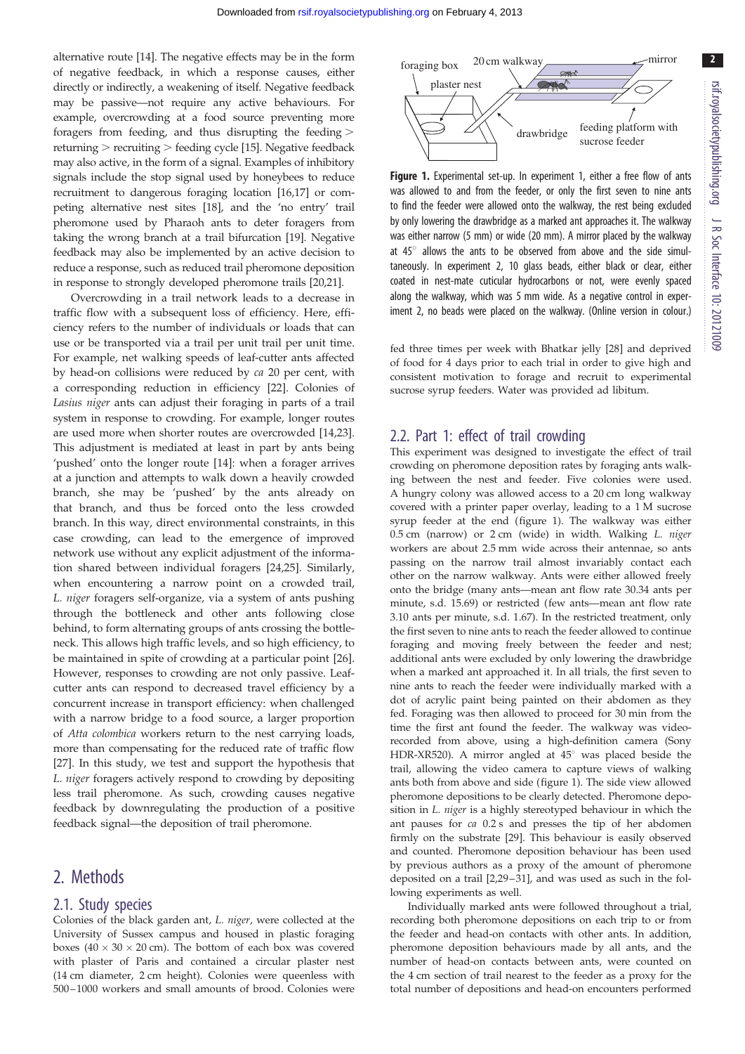alternative route [14]. The negative effects may be in the form of negative feedback, in which a response causes, either directly or indirectly, a weakening of itself. Negative feedback may be passive—not require any active behaviours. For example, overcrowding at a food source preventing more foragers from feeding, and thus disrupting the feeding > returning > recruiting > feeding cycle [15]. Negative feedback may also active, in the form of a signal. Examples of inhibitory signals include the stop signal used by honeybees to reduce recruitment to dangerous foraging location [16,17] or competing alternative nest sites [18], and the 'no entry' trail pheromone used by Pharaoh ants to deter foragers from taking the wrong branch at a trail bifurcation [19]. Negative feedback may also be implemented by an active decision to reduce a response, such as reduced trail pheromone deposition in response to strongly developed pheromone trails [20,21].

Overcrowding in a trail network leads to a decrease in traffic flow with a subsequent loss of efficiency. Here, efficiency refers to the number of individuals or loads that can use or be transported via a trail per unit trail per unit time. For example, net walking speeds of leaf-cutter ants affected by head-on collisions were reduced by *ca* 20 per cent, with a corresponding reduction in efficiency [22]. Colonies of *Lasius niger* ants can adjust their foraging in parts of a trail system in response to crowding. For example, longer routes are used more when shorter routes are overcrowded [14,23]. This adjustment is mediated at least in part by ants being 'pushed' onto the longer route [14]: when a forager arrives at a junction and attempts to walk down a heavily crowded branch, she may be 'pushed' by the ants already on that branch, and thus be forced onto the less crowded branch. In this way, direct environmental constraints, in this case crowding, can lead to the emergence of improved network use without any explicit adjustment of the information shared between individual foragers [24,25]. Similarly, when encountering a narrow point on a crowded trail, *L. niger* foragers self-organize, via a system of ants pushing through the bottleneck and other ants following close behind, to form alternating groups of ants crossing the bottleneck. This allows high traffic levels, and so high efficiency, to be maintained in spite of crowding at a particular point [26]. However, responses to crowding are not only passive. Leaf-cutter ants can respond to decreased travel efficiency by a concurrent increase in transport efficiency: when challenged with a narrow bridge to a food source, a larger proportion of *Atta colombica* workers return to the nest carrying loads, more than compensating for the reduced rate of traffic flow [27]. In this study, we test and support the hypothesis that *L. niger* foragers actively respond to crowding by depositing less trail pheromone. As such, crowding causes negative feedback by downregulating the production of a positive feedback signal—the deposition of trail pheromone.

## 2. Methods

### 2.1. Study species

Colonies of the black garden ant, *L. niger*, were collected at the University of Sussex campus and housed in plastic foraging boxes ($40 \times 30 \times 20$ cm). The bottom of each box was covered with plaster of Paris and contained a circular plaster nest (14 cm diameter, 2 cm height). Colonies were queenless with 500–1000 workers and small amounts of brood. Colonies were fed three times per week with Bhatkar jelly [28] and deprived of food for 4 days prior to each trial in order to give high and consistent motivation to forage and recruit to experimental sucrose syrup feeders. Water was provided ad libitum.

**Figure 1.** Experimental set-up. In experiment 1, either a free flow of ants was allowed to and from the feeder, or only the first seven to nine ants to find the feeder were allowed onto the walkway, the rest being excluded by only lowering the drawbridge as a marked ant approaches it. The walkway was either narrow (5 mm) or wide (20 mm). A mirror placed by the walkway at 45° allows the ants to be observed from above and the side simultaneously. In experiment 2, 10 glass beads, either black or clear, either coated in nest-mate cuticular hydrocarbons or not, were evenly spaced along the walkway, which was 5 mm wide. As a negative control in experiment 2, no beads were placed on the walkway. (Online version in colour.)

### 2.2. Part 1: effect of trail crowding

This experiment was designed to investigate the effect of trail crowding on pheromone deposition rates by foraging ants walking between the nest and feeder. Five colonies were used. A hungry colony was allowed access to a 20 cm long walkway covered with a printer paper overlay, leading to a 1 M sucrose syrup feeder at the end (figure 1). The walkway was either 0.5 cm (narrow) or 2 cm (wide) in width. Walking *L. niger* workers are about 2.5 mm wide across their antennae, so ants passing on the narrow trail almost invariably contact each other on the narrow walkway. Ants were either allowed freely onto the bridge (many ants—mean ant flow rate 30.34 ants per minute, s.d. 15.69) or restricted (few ants—mean ant flow rate 3.10 ants per minute, s.d. 1.67). In the restricted treatment, only the first seven to nine ants to reach the feeder allowed to continue foraging and moving freely between the feeder and nest; additional ants were excluded by only lowering the drawbridge when a marked ant approached it. In all trials, the first seven to nine ants to reach the feeder were individually marked with a dot of acrylic paint being painted on their abdomen as they fed. Foraging was then allowed to proceed for 30 min from the time the first ant found the feeder. The walkway was video-recorded from above, using a high-definition camera (Sony HDR-XR520). A mirror angled at 45° was placed beside the trail, allowing the video camera to capture views of walking ants both from above and side (figure 1). The side view allowed pheromone depositions to be clearly detected. Pheromone deposition in *L. niger* is a highly stereotyped behaviour in which the ant pauses for *ca* 0.2 s and presses the tip of her abdomen firmly on the substrate [29]. This behaviour is easily observed and counted. Pheromone deposition behaviour has been used by previous authors as a proxy of the amount of pheromone deposited on a trail [2,29–31], and was used as such in the following experiments as well.

Individually marked ants were followed throughout a trial, recording both pheromone depositions on each trip to or from the feeder and head-on contacts with other ants. In addition, pheromone deposition behaviours made by all ants, and the number of head-on contacts between ants, were counted on the 4 cm section of trail nearest to the feeder as a proxy for the total number of depositions and head-on encounters performed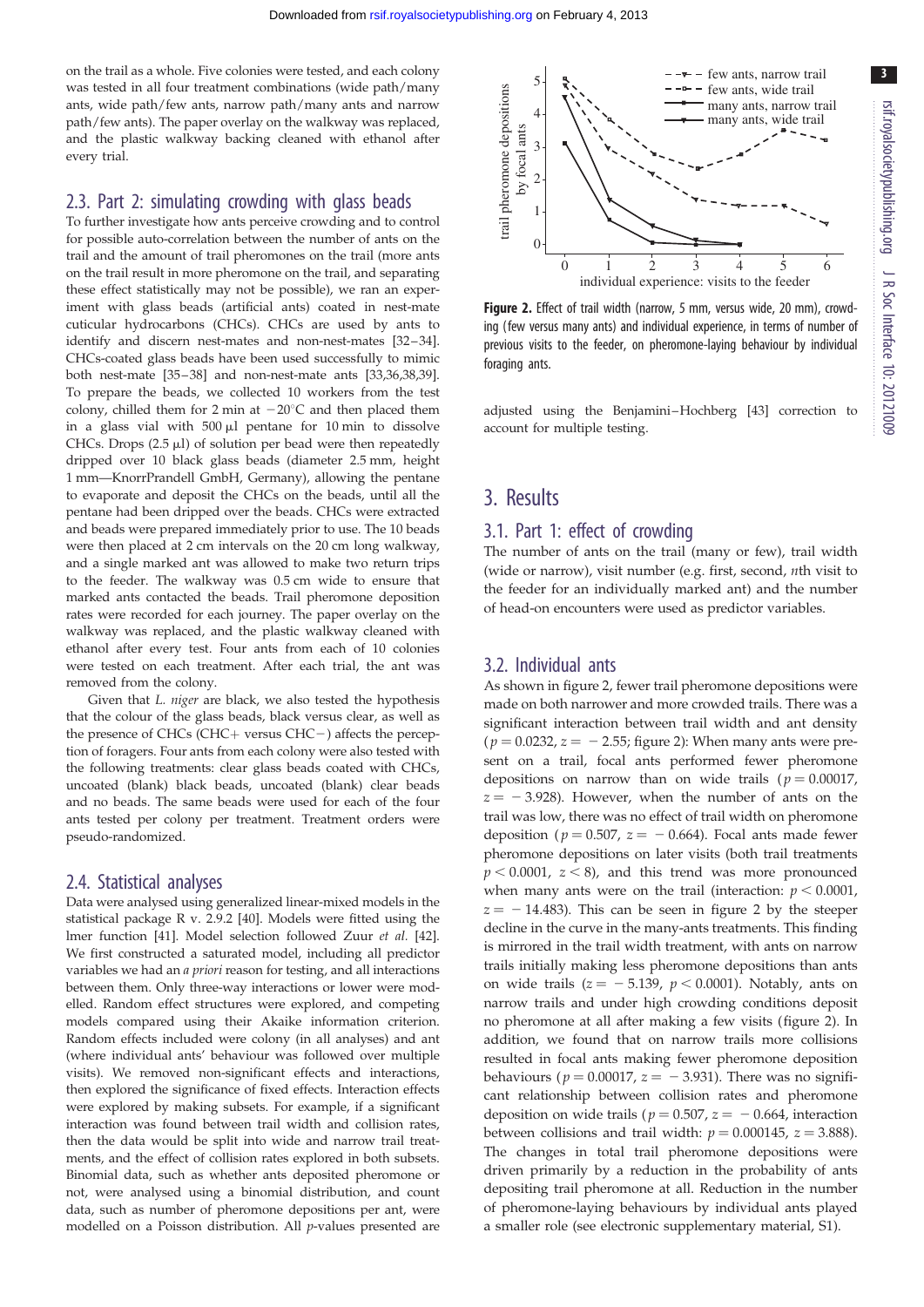on the trail as a whole. Five colonies were tested, and each colony was tested in all four treatment combinations (wide path/many ants, wide path/few ants, narrow path/many ants and narrow path/few ants). The paper overlay on the walkway was replaced, and the plastic walkway backing cleaned with ethanol after every trial.

### 2.3. Part 2: simulating crowding with glass beads

To further investigate how ants perceive crowding and to control for possible auto-correlation between the number of ants on the trail and the amount of trail pheromones on the trail (more ants on the trail result in more pheromone on the trail, and separating these effect statistically may not be possible), we ran an experiment with glass beads (artificial ants) coated in nest-mate cuticular hydrocarbons (CHCs). CHCs are used by ants to identify and discern nest-mates and non-nest-mates [32–34]. CHCs-coated glass beads have been used successfully to mimic both nest-mate [35–38] and non-nest-mate ants [33,36,38,39]. To prepare the beads, we collected 10 workers from the test colony, chilled them for 2 min at $-20^{\circ}$C and then placed them in a glass vial with 500 μl pentane for 10 min to dissolve CHCs. Drops (2.5 μl) of solution per bead were then repeatedly dripped over 10 black glass beads (diameter 2.5 mm, height 1 mm—KnorrPrandell GmbH, Germany), allowing the pentane to evaporate and deposit the CHCs on the beads, until all the pentane had been dripped over the beads. CHCs were extracted and beads were prepared immediately prior to use. The 10 beads were then placed at 2 cm intervals on the 20 cm long walkway, and a single marked ant was allowed to make two return trips to the feeder. The walkway was 0.5 cm wide to ensure that marked ants contacted the beads. Trail pheromone deposition rates were recorded for each journey. The paper overlay on the walkway was replaced, and the plastic walkway cleaned with ethanol after every test. Four ants from each of 10 colonies were tested on each treatment. After each trial, the ant was removed from the colony.

Given that *L. niger* are black, we also tested the hypothesis that the colour of the glass beads, black versus clear, as well as the presence of CHCs (CHC+ versus CHC−) affects the perception of foragers. Four ants from each colony were also tested with the following treatments: clear glass beads coated with CHCs, uncoated (blank) black beads, uncoated (blank) clear beads and no beads. The same beads were used for each of the four ants tested per colony per treatment. Treatment orders were pseudo-randomized.

### 2.4. Statistical analyses

Data were analysed using generalized linear-mixed models in the statistical package R v. 2.9.2 [40]. Models were fitted using the lmer function [41]. Model selection followed Zuur *et al.* [42]. We first constructed a saturated model, including all predictor variables we had an *a priori* reason for testing, and all interactions between them. Only three-way interactions or lower were modelled. Random effect structures were explored, and competing models compared using their Akaike information criterion. Random effects included were colony (in all analyses) and ant (where individual ants' behaviour was followed over multiple visits). We removed non-significant effects and interactions, then explored the significance of fixed effects. Interaction effects were explored by making subsets. For example, if a significant interaction was found between trail width and collision rates, then the data would be split into wide and narrow trail treatments, and the effect of collision rates explored in both subsets. Binomial data, such as whether ants deposited pheromone or not, were analysed using a binomial distribution, and count data, such as number of pheromone depositions per ant, were modelled on a Poisson distribution. All *p*-values presented are adjusted using the Benjamini–Hochberg [43] correction to account for multiple testing.

Figure 2. Effect of trail width (narrow, 5 mm, versus wide, 20 mm), crowding (few versus many ants) and individual experience, in terms of number of previous visits to the feeder, on pheromone-laying behaviour by individual foraging ants.

## 3. Results

### 3.1. Part 1: effect of crowding

The number of ants on the trail (many or few), trail width (wide or narrow), visit number (e.g. first, second, *n*th visit to the feeder for an individually marked ant) and the number of head-on encounters were used as predictor variables.

### 3.2. Individual ants

As shown in figure 2, fewer trail pheromone depositions were made on both narrower and more crowded trails. There was a significant interaction between trail width and ant density ($p = 0.0232$, $z = -2.55$; figure 2): When many ants were present on a trail, focal ants performed fewer pheromone depositions on narrow than on wide trails ($p = 0.00017$, $z = -3.928$). However, when the number of ants on the trail was low, there was no effect of trail width on pheromone deposition ($p = 0.507$, $z = -0.664$). Focal ants made fewer pheromone depositions on later visits (both trail treatments $p < 0.0001$, $z < 8$), and this trend was more pronounced when many ants were on the trail (interaction: $p < 0.0001$, $z = -14.483$). This can be seen in figure 2 by the steeper decline in the curve in the many-ants treatments. This finding is mirrored in the trail width treatment, with ants on narrow trails initially making less pheromone depositions than ants on wide trails ($z = -5.139$, $p < 0.0001$). Notably, ants on narrow trails and under high crowding conditions deposit no pheromone at all after making a few visits (figure 2). In addition, we found that on narrow trails more collisions resulted in focal ants making fewer pheromone deposition behaviours ($p = 0.00017$, $z = -3.931$). There was no significant relationship between collision rates and pheromone deposition on wide trails ($p = 0.507$, $z = -0.664$, interaction between collisions and trail width: $p = 0.000145$, $z = 3.888$). The changes in total trail pheromone depositions were driven primarily by a reduction in the probability of ants depositing trail pheromone at all. Reduction in the number of pheromone-laying behaviours by individual ants played a smaller role (see electronic supplementary material, S1).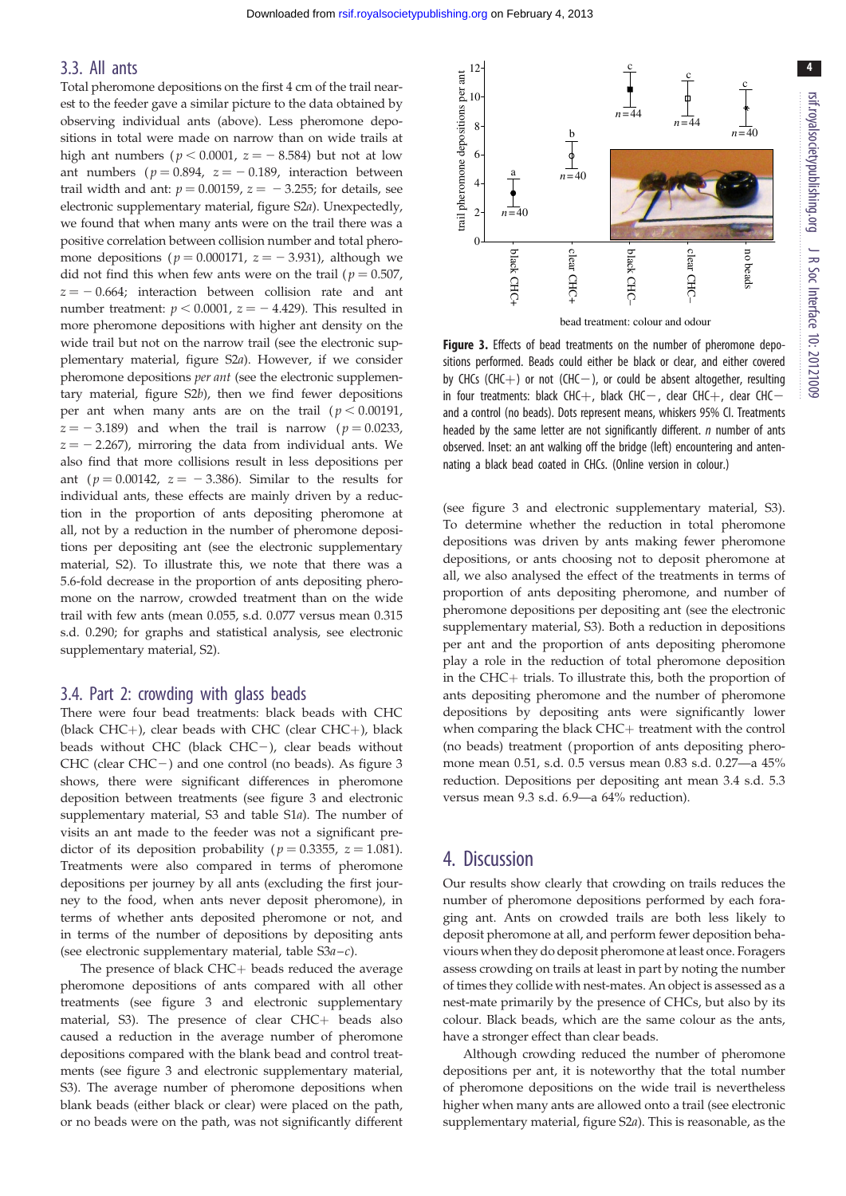### 3.3. All ants

Total pheromone depositions on the first 4 cm of the trail nearest to the feeder gave a similar picture to the data obtained by observing individual ants (above). Less pheromone depositions in total were made on narrow than on wide trails at high ant numbers ($p < 0.0001$, $z = -8.584$) but not at low ant numbers ($p = 0.894$, $z = -0.189$, interaction between trail width and ant: $p = 0.00159$, $z = -3.255$; for details, see electronic supplementary material, figure S2*a*). Unexpectedly, we found that when many ants were on the trail there was a positive correlation between collision number and total pheromone depositions ($p = 0.000171$, $z = -3.931$), although we did not find this when few ants were on the trail ($p = 0.507$, $z = -0.664$; interaction between collision rate and ant number treatment: $p < 0.0001$, $z = -4.429$). This resulted in more pheromone depositions with higher ant density on the wide trail but not on the narrow trail (see the electronic supplementary material, figure S2*a*). However, if we consider pheromone depositions *per ant* (see the electronic supplementary material, figure S2*b*), then we find fewer depositions per ant when many ants are on the trail ($p < 0.00191$, $z = -3.189$) and when the trail is narrow ($p = 0.0233$, $z = -2.267$), mirroring the data from individual ants. We also find that more collisions result in less depositions per ant ($p = 0.00142$, $z = -3.386$). Similar to the results for individual ants, these effects are mainly driven by a reduction in the proportion of ants depositing pheromone at all, not by a reduction in the number of pheromone depositions per depositing ant (see the electronic supplementary material, S2). To illustrate this, we note that there was a 5.6-fold decrease in the proportion of ants depositing pheromone on the narrow, crowded treatment than on the wide trail with few ants (mean 0.055, s.d. 0.077 versus mean 0.315 s.d. 0.290; for graphs and statistical analysis, see electronic supplementary material, S2).

### 3.4. Part 2: crowding with glass beads

There were four bead treatments: black beads with CHC (black CHC+), clear beads with CHC (clear CHC+), black beads without CHC (black CHC−), clear beads without CHC (clear CHC−) and one control (no beads). As figure 3 shows, there were significant differences in pheromone deposition between treatments (see figure 3 and electronic supplementary material, S3 and table S1*a*). The number of visits an ant made to the feeder was not a significant predictor of its deposition probability ($p = 0.3355$, $z = 1.081$). Treatments were also compared in terms of pheromone depositions per journey by all ants (excluding the first journey to the food, when ants never deposit pheromone), in terms of whether ants deposited pheromone or not, and in terms of the number of depositions by depositing ants (see electronic supplementary material, table S3*a*–*c*).

The presence of black CHC+ beads reduced the average pheromone depositions of ants compared with all other treatments (see figure 3 and electronic supplementary material, S3). The presence of clear CHC+ beads also caused a reduction in the average number of pheromone depositions compared with the blank bead and control treatments (see figure 3 and electronic supplementary material, S3). The average number of pheromone depositions when blank beads (either black or clear) were placed on the path, or no beads were on the path, was not significantly different (see figure 3 and electronic supplementary material, S3). To determine whether the reduction in total pheromone depositions was driven by ants making fewer pheromone depositions, or ants choosing not to deposit pheromone at all, we also analysed the effect of the treatments in terms of proportion of ants depositing pheromone, and number of pheromone depositions per depositing ant (see the electronic supplementary material, S3). Both a reduction in depositions per ant and the proportion of ants depositing pheromone play a role in the reduction of total pheromone deposition in the CHC+ trials. To illustrate this, both the proportion of ants depositing pheromone and the number of pheromone depositions by depositing ants were significantly lower when comparing the black CHC+ treatment with the control (no beads) treatment (proportion of ants depositing pheromone mean 0.51, s.d. 0.5 versus mean 0.83 s.d. 0.27—a 45% reduction. Depositions per depositing ant mean 3.4 s.d. 5.3 versus mean 9.3 s.d. 6.9—a 64% reduction).

**Figure 3.** Effects of bead treatments on the number of pheromone depositions performed. Beads could either be black or clear, and either covered by CHCs (CHC+) or not (CHC−), or could be absent altogether, resulting in four treatments: black CHC+, black CHC−, clear CHC+, clear CHC− and a control (no beads). Dots represent means, whiskers 95% CI. Treatments headed by the same letter are not significantly different. *n* number of ants observed. Inset: an ant walking off the bridge (left) encountering and antennating a black bead coated in CHCs. (Online version in colour.)

## 4. Discussion

Our results show clearly that crowding on trails reduces the number of pheromone depositions performed by each foraging ant. Ants on crowded trails are both less likely to deposit pheromone at all, and perform fewer deposition behaviours when they do deposit pheromone at least once. Foragers assess crowding on trails at least in part by noting the number of times they collide with nest-mates. An object is assessed as a nest-mate primarily by the presence of CHCs, but also by its colour. Black beads, which are the same colour as the ants, have a stronger effect than clear beads.

Although crowding reduced the number of pheromone depositions per ant, it is noteworthy that the total number of pheromone depositions on the wide trail is nevertheless higher when many ants are allowed onto a trail (see electronic supplementary material, figure S2*a*). This is reasonable, as the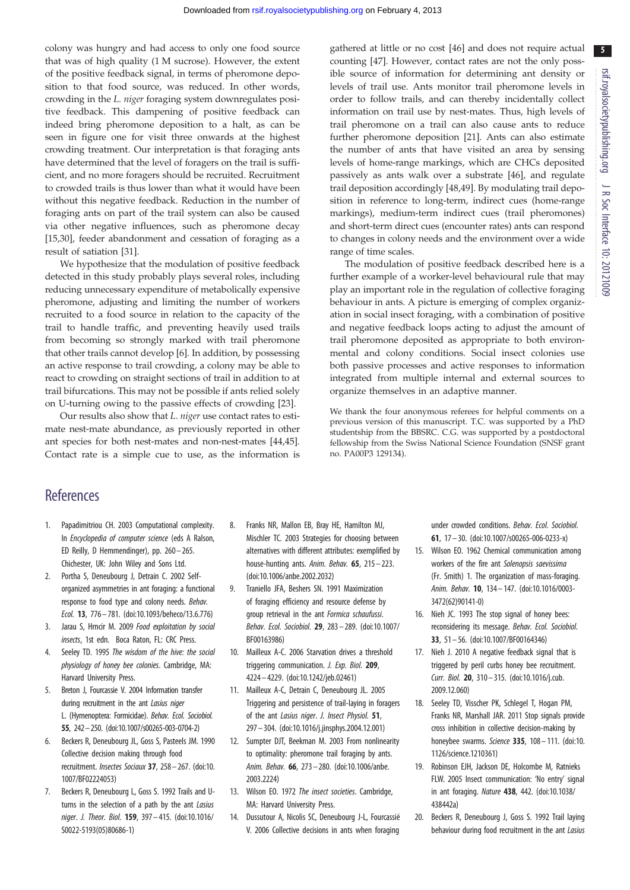colony was hungry and had access to only one food source that was of high quality (1 M sucrose). However, the extent of the positive feedback signal, in terms of pheromone deposition to that food source, was reduced. In other words, crowding in the *L. niger* foraging system downregulates positive feedback. This dampening of positive feedback can indeed bring pheromone deposition to a halt, as can be seen in figure one for visit three onwards at the highest crowding treatment. Our interpretation is that foraging ants have determined that the level of foragers on the trail is sufficient, and no more foragers should be recruited. Recruitment to crowded trails is thus lower than what it would have been without this negative feedback. Reduction in the number of foraging ants on part of the trail system can also be caused via other negative influences, such as pheromone decay [15,30], feeder abandonment and cessation of foraging as a result of satiation [31].

We hypothesize that the modulation of positive feedback detected in this study probably plays several roles, including reducing unnecessary expenditure of metabolically expensive pheromone, adjusting and limiting the number of workers recruited to a food source in relation to the capacity of the trail to handle traffic, and preventing heavily used trails from becoming so strongly marked with trail pheromone that other trails cannot develop [6]. In addition, by possessing an active response to trail crowding, a colony may be able to react to crowding on straight sections of trail in addition to at trail bifurcations. This may not be possible if ants relied solely on U-turning owing to the passive effects of crowding [23].

Our results also show that *L. niger* use contact rates to estimate nest-mate abundance, as previously reported in other ant species for both nest-mates and non-nest-mates [44,45]. Contact rate is a simple cue to use, as the information is gathered at little or no cost [46] and does not require actual counting [47]. However, contact rates are not the only possible source of information for determining ant density or levels of trail use. Ants monitor trail pheromone levels in order to follow trails, and can thereby incidentally collect information on trail use by nest-mates. Thus, high levels of trail pheromone on a trail can also cause ants to reduce further pheromone deposition [21]. Ants can also estimate the number of ants that have visited an area by sensing levels of home-range markings, which are CHCs deposited passively as ants walk over a substrate [46], and regulate trail deposition accordingly [48,49]. By modulating trail deposition in reference to long-term, indirect cues (home-range markings), medium-term indirect cues (trail pheromones) and short-term direct cues (encounter rates) ants can respond to changes in colony needs and the environment over a wide range of time scales.

The modulation of positive feedback described here is a further example of a worker-level behavioural rule that may play an important role in the regulation of collective foraging behaviour in ants. A picture is emerging of complex organization in social insect foraging, with a combination of positive and negative feedback loops acting to adjust the amount of trail pheromone deposited as appropriate to both environmental and colony conditions. Social insect colonies use both passive processes and active responses to information integrated from multiple internal and external sources to organize themselves in an adaptive manner.

We thank the four anonymous referees for helpful comments on a previous version of this manuscript. T.C. was supported by a PhD studentship from the BBSRC. C.G. was supported by a postdoctoral fellowship from the Swiss National Science Foundation (SNSF grant no. PA00P3 129134).

## References

1. Papadimitriou CH. 2003 Computational complexity. In *Encyclopedia of computer science* (eds A Ralson, ED Reilly, D Hemmendinger), pp. 260–265. Chichester, UK: John Wiley and Sons Ltd.
2. Portha S, Deneubourg J, Detrain C. 2002 Self-organized asymmetries in ant foraging: a functional response to food type and colony needs. *Behav. Ecol.* **13**, 776–781. (doi:10.1093/beheco/13.6.776)
3. Jarau S, Hrncir M. 2009 *Food exploitation by social insects*, 1st edn. Boca Raton, FL: CRC Press.
4. Seeley TD. 1995 *The wisdom of the hive: the social physiology of honey bee colonies*. Cambridge, MA: Harvard University Press.
5. Breton J, Fourcassie V. 2004 Information transfer during recruitment in the ant *Lasius niger* L. (Hymenoptera: Formicidae). *Behav. Ecol. Sociobiol.* **55**, 242–250. (doi:10.1007/s00265-003-0704-2)
6. Beckers R, Deneubourg JL, Goss S, Pasteels JM. 1990 Collective decision making through food recruitment. *Insectes Sociaux* **37**, 258–267. (doi:10.1007/BF02224053)
7. Beckers R, Deneubourg L, Goss S. 1992 Trails and U-turns in the selection of a path by the ant *Lasius niger*. *J. Theor. Biol.* **159**, 397–415. (doi:10.1016/S0022-5193(05)80686-1)
8. Franks NR, Mallon EB, Bray HE, Hamilton MJ, Mischler TC. 2003 Strategies for choosing between alternatives with different attributes: exemplified by house-hunting ants. *Anim. Behav.* **65**, 215–223. (doi:10.1006/anbe.2002.2032)
9. Traniello JFA, Beshers SN. 1991 Maximization of foraging efficiency and resource defense by group retrieval in the ant *Formica schaufussi*. *Behav. Ecol. Sociobiol.* **29**, 283–289. (doi:10.1007/BF00163986)
10. Mailleux A-C. 2006 Starvation drives a threshold triggering communication. *J. Exp. Biol.* **209**, 4224–4229. (doi:10.1242/jeb.02461)
11. Mailleux A-C, Detrain C, Deneubourg JL. 2005 Triggering and persistence of trail-laying in foragers of the ant *Lasius niger*. *J. Insect Physiol.* **51**, 297–304. (doi:10.1016/j.jinsphys.2004.12.001)
12. Sumpter DJT, Beekman M. 2003 From nonlinearity to optimality: pheromone trail foraging by ants. *Anim. Behav.* **66**, 273–280. (doi:10.1006/anbe.2003.2224)
13. Wilson EO. 1972 *The insect societies*. Cambridge, MA: Harvard University Press.
14. Dussutour A, Nicolis SC, Deneubourg J-L, Fourcassié V. 2006 Collective decisions in ants when foraging under crowded conditions. *Behav. Ecol. Sociobiol.* **61**, 17–30. (doi:10.1007/s00265-006-0233-x)
15. Wilson EO. 1962 Chemical communication among workers of the fire ant *Solenopsis saevissima* (Fr. Smith) 1. The organization of mass-foraging. *Anim. Behav.* **10**, 134–147. (doi:10.1016/0003-3472(62)90141-0)
16. Nieh JC. 1993 The stop signal of honey bees: reconsidering its message. *Behav. Ecol. Sociobiol.* **33**, 51–56. (doi:10.1007/BF00164346)
17. Nieh J. 2010 A negative feedback signal that is triggered by peril curbs honey bee recruitment. *Curr. Biol.* **20**, 310–315. (doi:10.1016/j.cub.2009.12.060)
18. Seeley TD, Visscher PK, Schlegel T, Hogan PM, Franks NR, Marshall JAR. 2011 Stop signals provide cross inhibition in collective decision-making by honeybee swarms. *Science* **335**, 108–111. (doi:10.1126/science.1210361)
19. Robinson EJH, Jackson DE, Holcombe M, Ratnieks FLW. 2005 Insect communication: 'No entry' signal in ant foraging. *Nature* **438**, 442. (doi:10.1038/438442a)
20. Beckers R, Deneubourg J, Goss S. 1992 Trail laying behaviour during food recruitment in the ant *Lasius*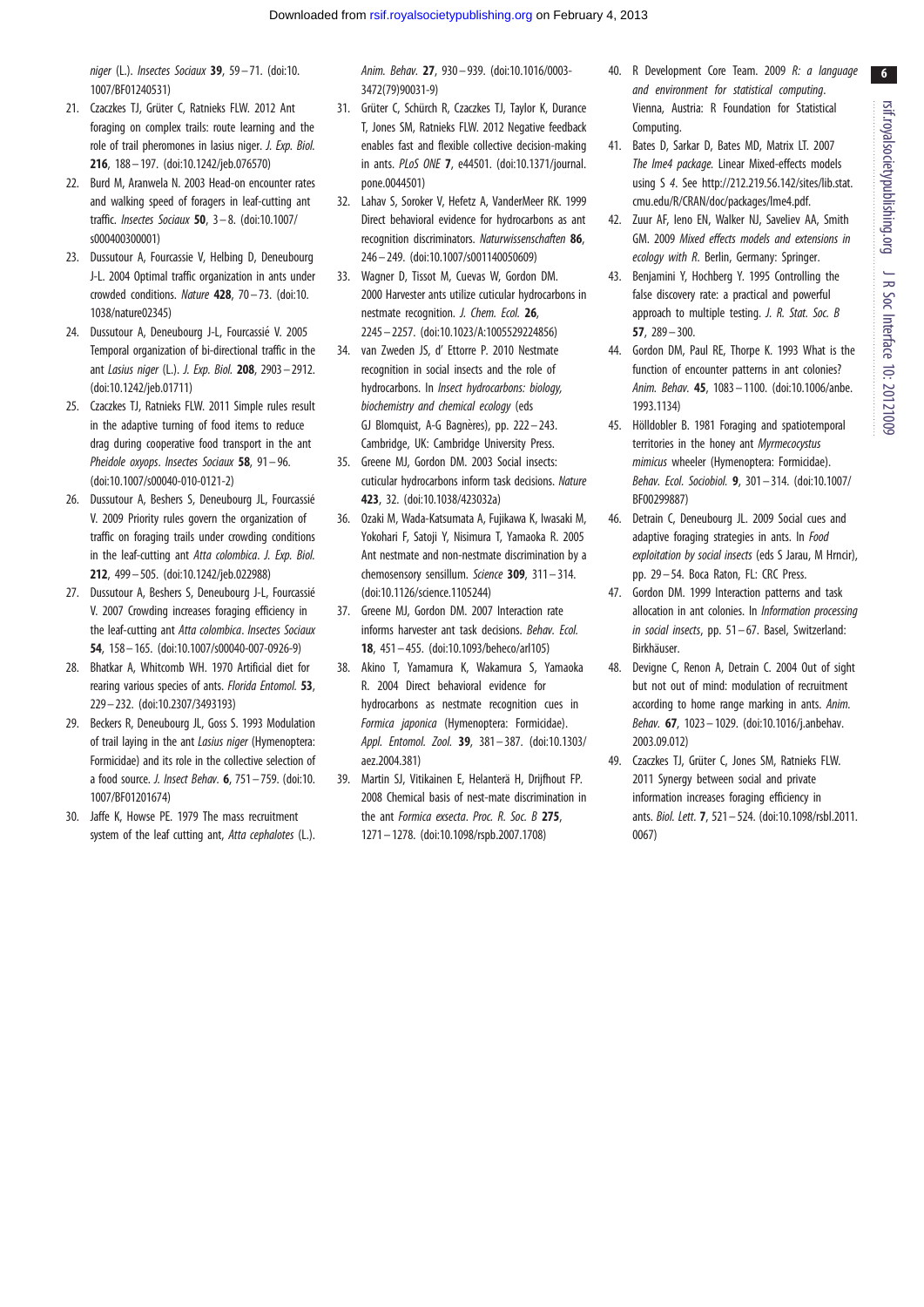niger (L.). *Insectes Sociaux* **39**, 59–71. (doi:10.1007/BF01240531)

21. Czaczkes TJ, Grüter C, Ratnieks FLW. 2012 Ant foraging on complex trails: route learning and the role of trail pheromones in lasius niger. *J. Exp. Biol.* **216**, 188–197. (doi:10.1242/jeb.076570)
22. Burd M, Aranwela N. 2003 Head-on encounter rates and walking speed of foragers in leaf-cutting ant traffic. *Insectes Sociaux* **50**, 3–8. (doi:10.1007/s000400300001)
23. Dussutour A, Fourcassie V, Helbing D, Deneubourg J-L. 2004 Optimal traffic organization in ants under crowded conditions. *Nature* **428**, 70–73. (doi:10.1038/nature02345)
24. Dussutour A, Deneubourg J-L, Fourcassié V. 2005 Temporal organization of bi-directional traffic in the ant *Lasius niger* (L.). *J. Exp. Biol.* **208**, 2903–2912. (doi:10.1242/jeb.01711)
25. Czaczkes TJ, Ratnieks FLW. 2011 Simple rules result in the adaptive turning of food items to reduce drag during cooperative food transport in the ant *Pheidole oxyops*. *Insectes Sociaux* **58**, 91–96. (doi:10.1007/s00040-010-0121-2)
26. Dussutour A, Beshers S, Deneubourg JL, Fourcassié V. 2009 Priority rules govern the organization of traffic on foraging trails under crowding conditions in the leaf-cutting ant *Atta colombica*. *J. Exp. Biol.* **212**, 499–505. (doi:10.1242/jeb.022988)
27. Dussutour A, Beshers S, Deneubourg J-L, Fourcassié V. 2007 Crowding increases foraging efficiency in the leaf-cutting ant *Atta colombica*. *Insectes Sociaux* **54**, 158–165. (doi:10.1007/s00040-007-0926-9)
28. Bhatkar A, Whitcomb WH. 1970 Artificial diet for rearing various species of ants. *Florida Entomol.* **53**, 229–232. (doi:10.2307/3493193)
29. Beckers R, Deneubourg JL, Goss S. 1993 Modulation of trail laying in the ant *Lasius niger* (Hymenoptera: Formicidae) and its role in the collective selection of a food source. *J. Insect Behav.* **6**, 751–759. (doi:10.1007/BF01201674)
30. Jaffe K, Howse PE. 1979 The mass recruitment system of the leaf cutting ant, *Atta cephalotes* (L.). *Anim. Behav.* **27**, 930–939. (doi:10.1016/0003-3472(79)90031-9)
31. Grüter C, Schürch R, Czaczkes TJ, Taylor K, Durance T, Jones SM, Ratnieks FLW. 2012 Negative feedback enables fast and flexible collective decision-making in ants. *PLoS ONE* **7**, e44501. (doi:10.1371/journal.pone.0044501)
32. Lahav S, Soroker V, Hefetz A, VanderMeer RK. 1999 Direct behavioral evidence for hydrocarbons as ant recognition discriminators. *Naturwissenschaften* **86**, 246–249. (doi:10.1007/s001140050609)
33. Wagner D, Tissot M, Cuevas W, Gordon DM. 2000 Harvester ants utilize cuticular hydrocarbons in nestmate recognition. *J. Chem. Ecol.* **26**, 2245–2257. (doi:10.1023/A:1005529224856)
34. van Zweden JS, d' Ettorre P. 2010 Nestmate recognition in social insects and the role of hydrocarbons. In *Insect hydrocarbons: biology, biochemistry and chemical ecology* (eds GJ Blomquist, A-G Bagnères), pp. 222–243. Cambridge, UK: Cambridge University Press.
35. Greene MJ, Gordon DM. 2003 Social insects: cuticular hydrocarbons inform task decisions. *Nature* **423**, 32. (doi:10.1038/423032a)
36. Ozaki M, Wada-Katsumata A, Fujikawa K, Iwasaki M, Yokohari F, Satoji Y, Nisimura T, Yamaoka R. 2005 Ant nestmate and non-nestmate discrimination by a chemosensory sensillum. *Science* **309**, 311–314. (doi:10.1126/science.1105244)
37. Greene MJ, Gordon DM. 2007 Interaction rate informs harvester ant task decisions. *Behav. Ecol.* **18**, 451–455. (doi:10.1093/beheco/arl105)
38. Akino T, Yamamura K, Wakamura S, Yamaoka R. 2004 Direct behavioral evidence for hydrocarbons as nestmate recognition cues in *Formica japonica* (Hymenoptera: Formicidae). *Appl. Entomol. Zool.* **39**, 381–387. (doi:10.1303/aez.2004.381)
39. Martin SJ, Vitikainen E, Helanterä H, Drijfhout FP. 2008 Chemical basis of nest-mate discrimination in the ant *Formica exsecta*. *Proc. R. Soc. B* **275**, 1271–1278. (doi:10.1098/rspb.2007.1708)
40. R Development Core Team. 2009 *R: a language and environment for statistical computing*. Vienna, Austria: R Foundation for Statistical Computing.
41. Bates D, Sarkar D, Bates MD, Matrix LT. 2007 *The lme4 package*. Linear Mixed-effects models using S 4. See http://212.219.56.142/sites/lib.stat.cmu.edu/R/CRAN/doc/packages/lme4.pdf.
42. Zuur AF, Ieno EN, Walker NJ, Saveliev AA, Smith GM. 2009 *Mixed effects models and extensions in ecology with R*. Berlin, Germany: Springer.
43. Benjamini Y, Hochberg Y. 1995 Controlling the false discovery rate: a practical and powerful approach to multiple testing. *J. R. Stat. Soc. B* **57**, 289–300.
44. Gordon DM, Paul RE, Thorpe K. 1993 What is the function of encounter patterns in ant colonies? *Anim. Behav.* **45**, 1083–1100. (doi:10.1006/anbe.1993.1134)
45. Hölldobler B. 1981 Foraging and spatiotemporal territories in the honey ant *Myrmecocystus mimicus* wheeler (Hymenoptera: Formicidae). *Behav. Ecol. Sociobiol.* **9**, 301–314. (doi:10.1007/BF00299887)
46. Detrain C, Deneubourg JL. 2009 Social cues and adaptive foraging strategies in ants. In *Food exploitation by social insects* (eds S Jarau, M Hrncir), pp. 29–54. Boca Raton, FL: CRC Press.
47. Gordon DM. 1999 Interaction patterns and task allocation in ant colonies. In *Information processing in social insects*, pp. 51–67. Basel, Switzerland: Birkhäuser.
48. Devigne C, Renon A, Detrain C. 2004 Out of sight but not out of mind: modulation of recruitment according to home range marking in ants. *Anim. Behav.* **67**, 1023–1029. (doi:10.1016/j.anbehav.2003.09.012)
49. Czaczkes TJ, Grüter C, Jones SM, Ratnieks FLW. 2011 Synergy between social and private information increases foraging efficiency in ants. *Biol. Lett.* **7**, 521–524. (doi:10.1098/rsbl.2011.0067)